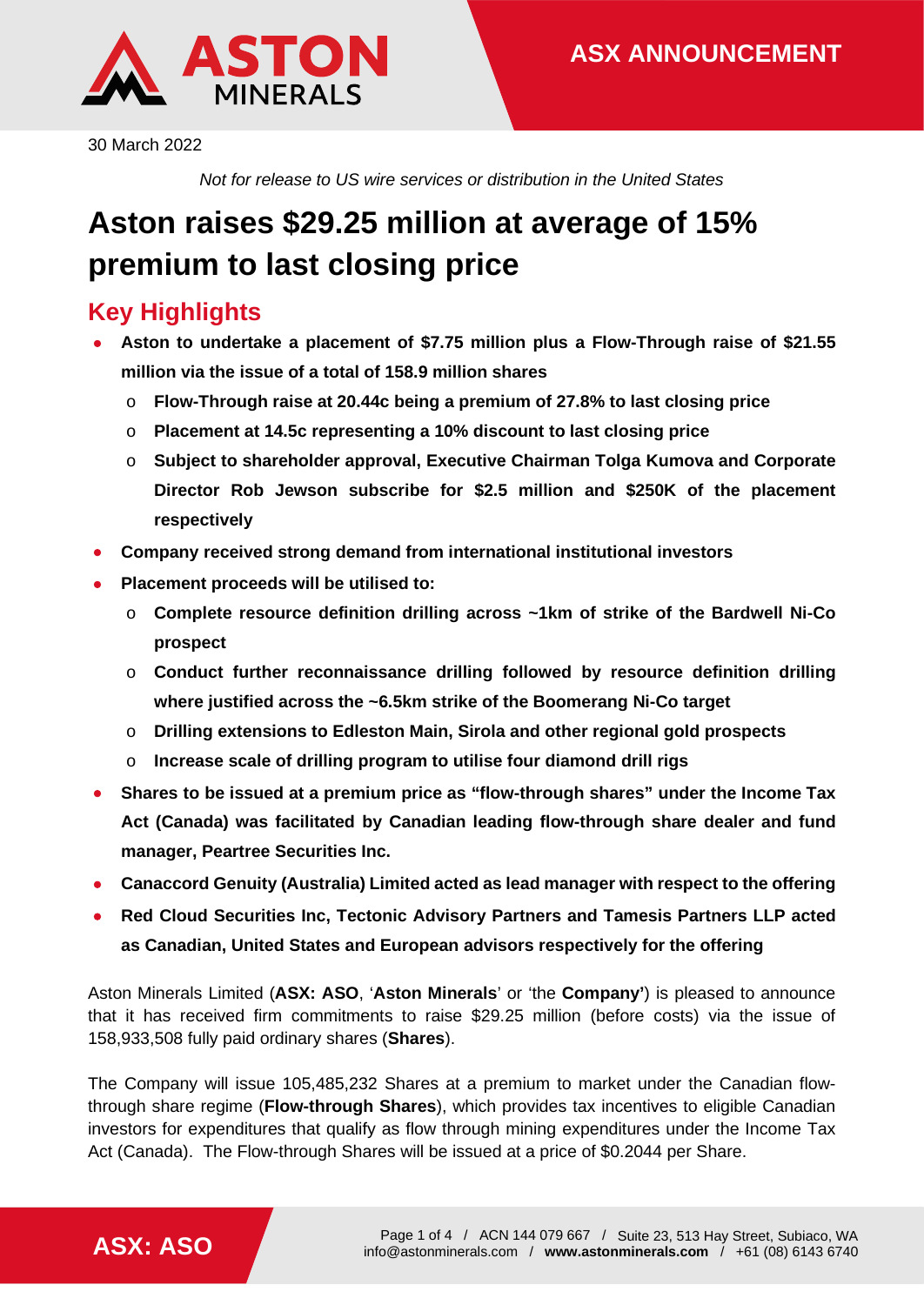30 March 2022

*Not for release to US wire services or distribution in the United States*

# Aston raises $29.25 million at average of 15% premium to last closing price

## Key Highlights

- **Aston to undertake a placement of $7.75 million plus a Flow-Through raise of $21.55 million via the issue of a total of 158.9 million shares**
  - **Flow-Through raise at 20.44c being a premium of 27.8% to last closing price**
  - **Placement at 14.5c representing a 10% discount to last closing price**
  - **Subject to shareholder approval, Executive Chairman Tolga Kumova and Corporate Director Rob Jewson subscribe for $2.5 million and $250K of the placement respectively**
- **Company received strong demand from international institutional investors**
- **Placement proceeds will be utilised to:**
  - **Complete resource definition drilling across ~1km of strike of the Bardwell Ni-Co prospect**
  - **Conduct further reconnaissance drilling followed by resource definition drilling where justified across the ~6.5km strike of the Boomerang Ni-Co target**
  - **Drilling extensions to Edleston Main, Sirola and other regional gold prospects**
  - **Increase scale of drilling program to utilise four diamond drill rigs**
- **Shares to be issued at a premium price as "flow-through shares" under the Income Tax Act (Canada) was facilitated by Canadian leading flow-through share dealer and fund manager, Peartree Securities Inc.**
- **Canaccord Genuity (Australia) Limited acted as lead manager with respect to the offering**
- **Red Cloud Securities Inc, Tectonic Advisory Partners and Tamesis Partners LLP acted as Canadian, United States and European advisors respectively for the offering**

Aston Minerals Limited (**ASX: ASO**, '**Aston Minerals**' or 'the **Company'**) is pleased to announce that it has received firm commitments to raise $29.25 million (before costs) via the issue of 158,933,508 fully paid ordinary shares (**Shares**).

The Company will issue 105,485,232 Shares at a premium to market under the Canadian flow-through share regime (**Flow-through Shares**), which provides tax incentives to eligible Canadian investors for expenditures that qualify as flow through mining expenditures under the Income Tax Act (Canada). The Flow-through Shares will be issued at a price of $0.2044 per Share.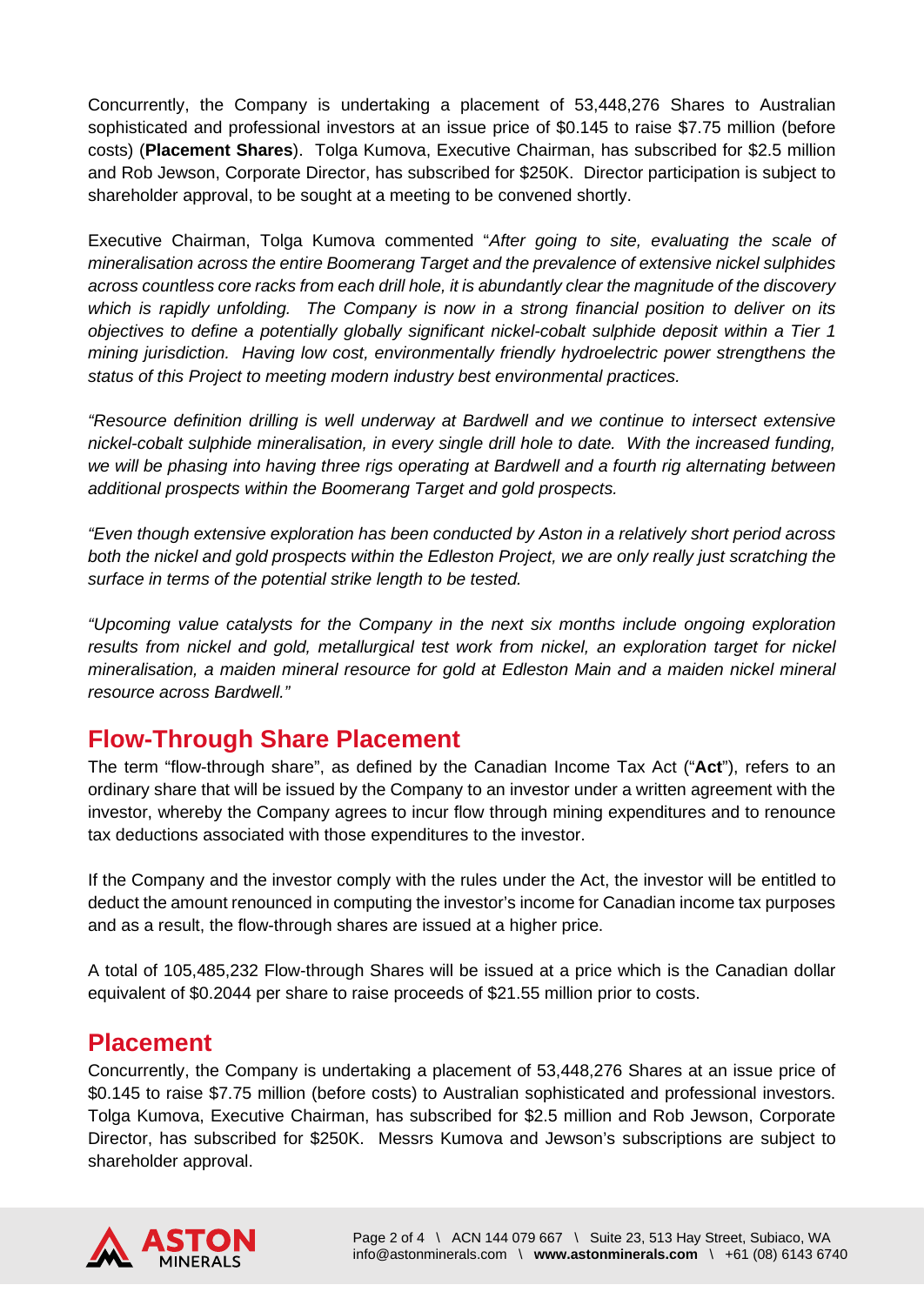Concurrently, the Company is undertaking a placement of 53,448,276 Shares to Australian sophisticated and professional investors at an issue price of $0.145 to raise $7.75 million (before costs) (**Placement Shares**). Tolga Kumova, Executive Chairman, has subscribed for $2.5 million and Rob Jewson, Corporate Director, has subscribed for $250K. Director participation is subject to shareholder approval, to be sought at a meeting to be convened shortly.

Executive Chairman, Tolga Kumova commented "*After going to site, evaluating the scale of mineralisation across the entire Boomerang Target and the prevalence of extensive nickel sulphides across countless core racks from each drill hole, it is abundantly clear the magnitude of the discovery which is rapidly unfolding. The Company is now in a strong financial position to deliver on its objectives to define a potentially globally significant nickel-cobalt sulphide deposit within a Tier 1 mining jurisdiction. Having low cost, environmentally friendly hydroelectric power strengthens the status of this Project to meeting modern industry best environmental practices.*

*"Resource definition drilling is well underway at Bardwell and we continue to intersect extensive nickel-cobalt sulphide mineralisation, in every single drill hole to date. With the increased funding, we will be phasing into having three rigs operating at Bardwell and a fourth rig alternating between additional prospects within the Boomerang Target and gold prospects.*

*"Even though extensive exploration has been conducted by Aston in a relatively short period across both the nickel and gold prospects within the Edleston Project, we are only really just scratching the surface in terms of the potential strike length to be tested.*

*"Upcoming value catalysts for the Company in the next six months include ongoing exploration results from nickel and gold, metallurgical test work from nickel, an exploration target for nickel mineralisation, a maiden mineral resource for gold at Edleston Main and a maiden nickel mineral resource across Bardwell."*

## Flow-Through Share Placement

The term "flow-through share", as defined by the Canadian Income Tax Act ("**Act**"), refers to an ordinary share that will be issued by the Company to an investor under a written agreement with the investor, whereby the Company agrees to incur flow through mining expenditures and to renounce tax deductions associated with those expenditures to the investor.

If the Company and the investor comply with the rules under the Act, the investor will be entitled to deduct the amount renounced in computing the investor's income for Canadian income tax purposes and as a result, the flow-through shares are issued at a higher price.

A total of 105,485,232 Flow-through Shares will be issued at a price which is the Canadian dollar equivalent of $0.2044 per share to raise proceeds of $21.55 million prior to costs.

## Placement

Concurrently, the Company is undertaking a placement of 53,448,276 Shares at an issue price of $0.145 to raise $7.75 million (before costs) to Australian sophisticated and professional investors. Tolga Kumova, Executive Chairman, has subscribed for $2.5 million and Rob Jewson, Corporate Director, has subscribed for $250K. Messrs Kumova and Jewson's subscriptions are subject to shareholder approval.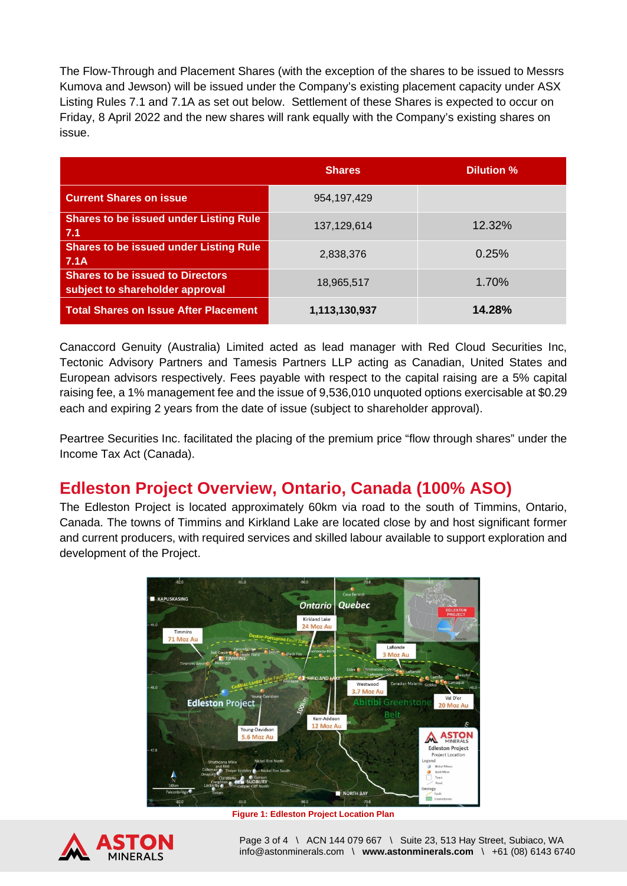The Flow-Through and Placement Shares (with the exception of the shares to be issued to Messrs Kumova and Jewson) will be issued under the Company's existing placement capacity under ASX Listing Rules 7.1 and 7.1A as set out below. Settlement of these Shares is expected to occur on Friday, 8 April 2022 and the new shares will rank equally with the Company's existing shares on issue.

| | Shares | Dilution % |
|---|---|---|
| **Current Shares on issue** | 954,197,429 | |
| **Shares to be issued under Listing Rule 7.1** | 137,129,614 | 12.32% |
| **Shares to be issued under Listing Rule 7.1A** | 2,838,376 | 0.25% |
| **Shares to be issued to Directors subject to shareholder approval** | 18,965,517 | 1.70% |
| **Total Shares on Issue After Placement** | **1,113,130,937** | **14.28%** |

Canaccord Genuity (Australia) Limited acted as lead manager with Red Cloud Securities Inc, Tectonic Advisory Partners and Tamesis Partners LLP acting as Canadian, United States and European advisors respectively. Fees payable with respect to the capital raising are a 5% capital raising fee, a 1% management fee and the issue of 9,536,010 unquoted options exercisable at $0.29 each and expiring 2 years from the date of issue (subject to shareholder approval).

Peartree Securities Inc. facilitated the placing of the premium price "flow through shares" under the Income Tax Act (Canada).

## Edleston Project Overview, Ontario, Canada (100% ASO)

The Edleston Project is located approximately 60km via road to the south of Timmins, Ontario, Canada. The towns of Timmins and Kirkland Lake are located close by and host significant former and current producers, with required services and skilled labour available to support exploration and development of the Project.

**Figure 1: Edleston Project Location Plan**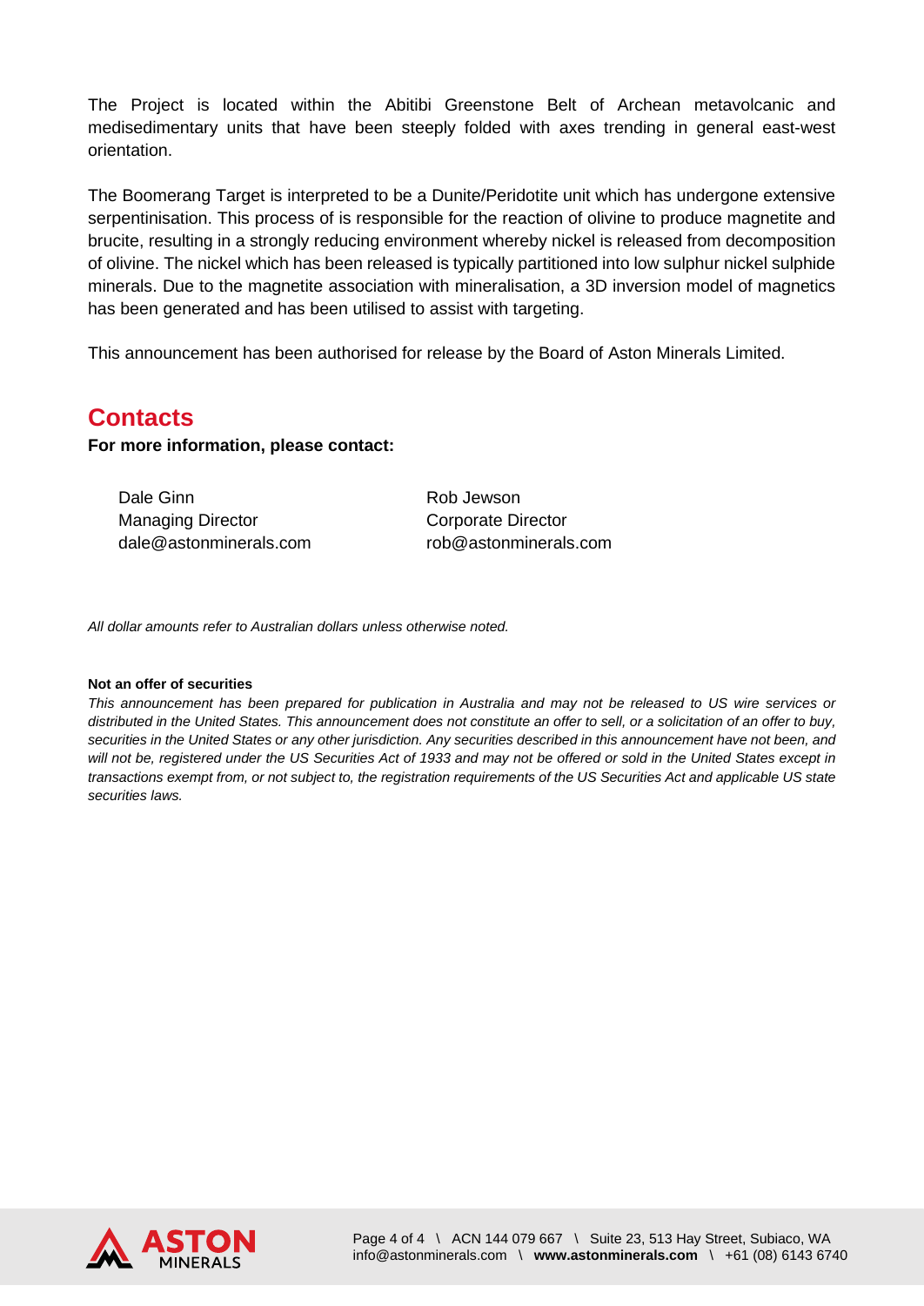The Project is located within the Abitibi Greenstone Belt of Archean metavolcanic and medisedimentary units that have been steeply folded with axes trending in general east-west orientation.

The Boomerang Target is interpreted to be a Dunite/Peridotite unit which has undergone extensive serpentinisation. This process of is responsible for the reaction of olivine to produce magnetite and brucite, resulting in a strongly reducing environment whereby nickel is released from decomposition of olivine. The nickel which has been released is typically partitioned into low sulphur nickel sulphide minerals. Due to the magnetite association with mineralisation, a 3D inversion model of magnetics has been generated and has been utilised to assist with targeting.

This announcement has been authorised for release by the Board of Aston Minerals Limited.

## Contacts

**For more information, please contact:**

Dale Ginn
Managing Director
dale@astonminerals.com

Rob Jewson
Corporate Director
rob@astonminerals.com

*All dollar amounts refer to Australian dollars unless otherwise noted.*

**Not an offer of securities**

*This announcement has been prepared for publication in Australia and may not be released to US wire services or distributed in the United States. This announcement does not constitute an offer to sell, or a solicitation of an offer to buy, securities in the United States or any other jurisdiction. Any securities described in this announcement have not been, and will not be, registered under the US Securities Act of 1933 and may not be offered or sold in the United States except in transactions exempt from, or not subject to, the registration requirements of the US Securities Act and applicable US state securities laws.*